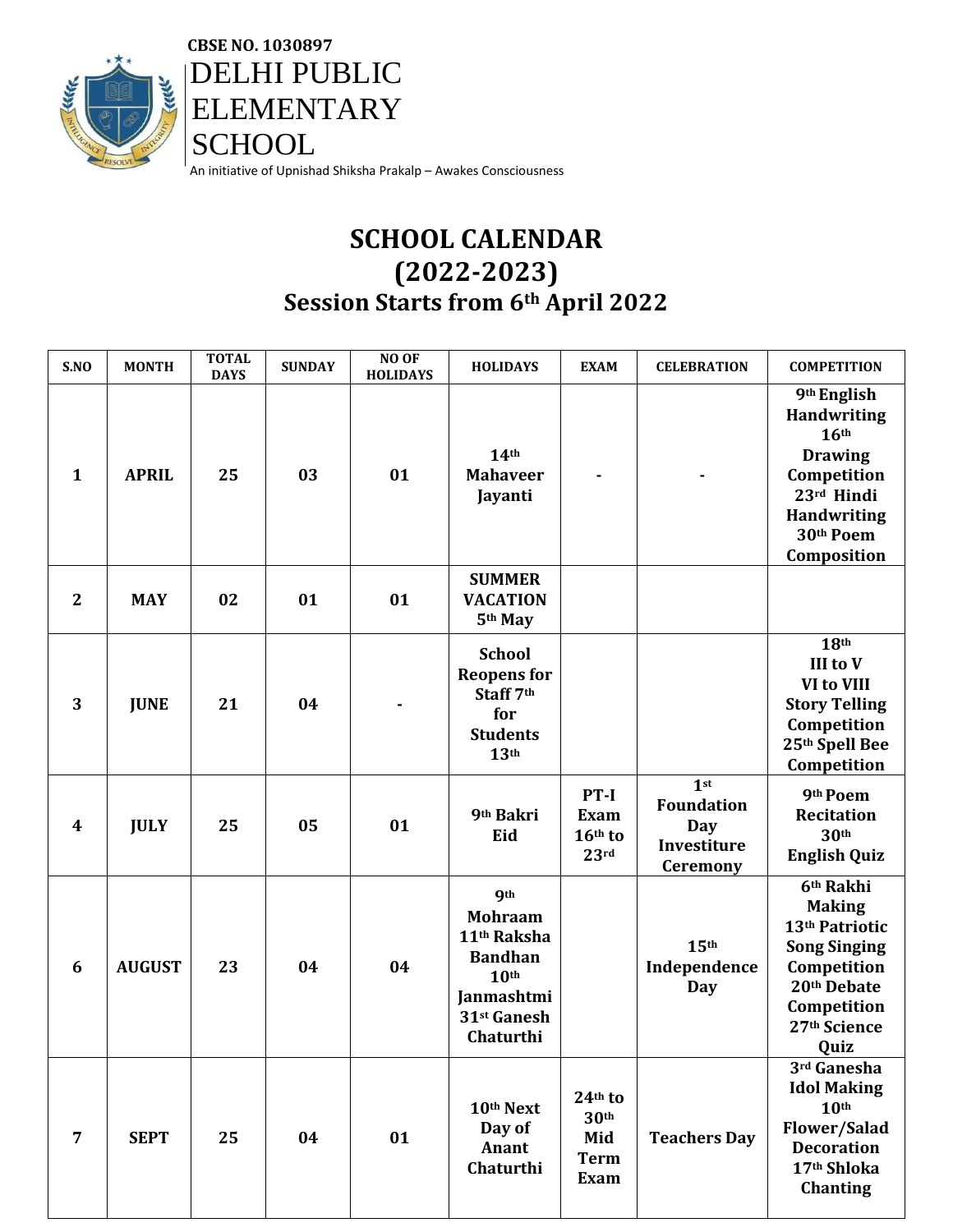CBSE NO. 1030897

# DELHI PUBLIC ELEMENTARY SCHOOL

An initiative of Upnishad Shiksha Prakalp – Awakes Consciousness

## SCHOOL CALENDAR (2022-2023)

### Session Starts from 6th April 2022

| S.NO | MONTH | TOTAL DAYS | SUNDAY | NO OF HOLIDAYS | HOLIDAYS | EXAM | CELEBRATION | COMPETITION |
|---|---|---|---|---|---|---|---|---|
| 1 | APRIL | 25 | 03 | 01 | 14th Mahaveer Jayanti | - | - | 9th English Handwriting 16th Drawing Competition 23rd Hindi Handwriting 30th Poem Composition |
| 2 | MAY | 02 | 01 | 01 | SUMMER VACATION 5th May | | | |
| 3 | JUNE | 21 | 04 | - | School Reopens for Staff 7th for Students 13th | | | 18th III to V VI to VIII Story Telling Competition 25th Spell Bee Competition |
| 4 | JULY | 25 | 05 | 01 | 9th Bakri Eid | PT-I Exam 16th to 23rd | 1st Foundation Day Investiture Ceremony | 9th Poem Recitation 30th English Quiz |
| 6 | AUGUST | 23 | 04 | 04 | 9th Mohraam 11th Raksha Bandhan 10th Janmashtmi 31st Ganesh Chaturthi | | 15th Independence Day | 6th Rakhi Making 13th Patriotic Song Singing Competition 20th Debate Competition 27th Science Quiz |
| 7 | SEPT | 25 | 04 | 01 | 10th Next Day of Anant Chaturthi | 24th to 30th Mid Term Exam | Teachers Day | 3rd Ganesha Idol Making 10th Flower/Salad Decoration 17th Shloka Chanting |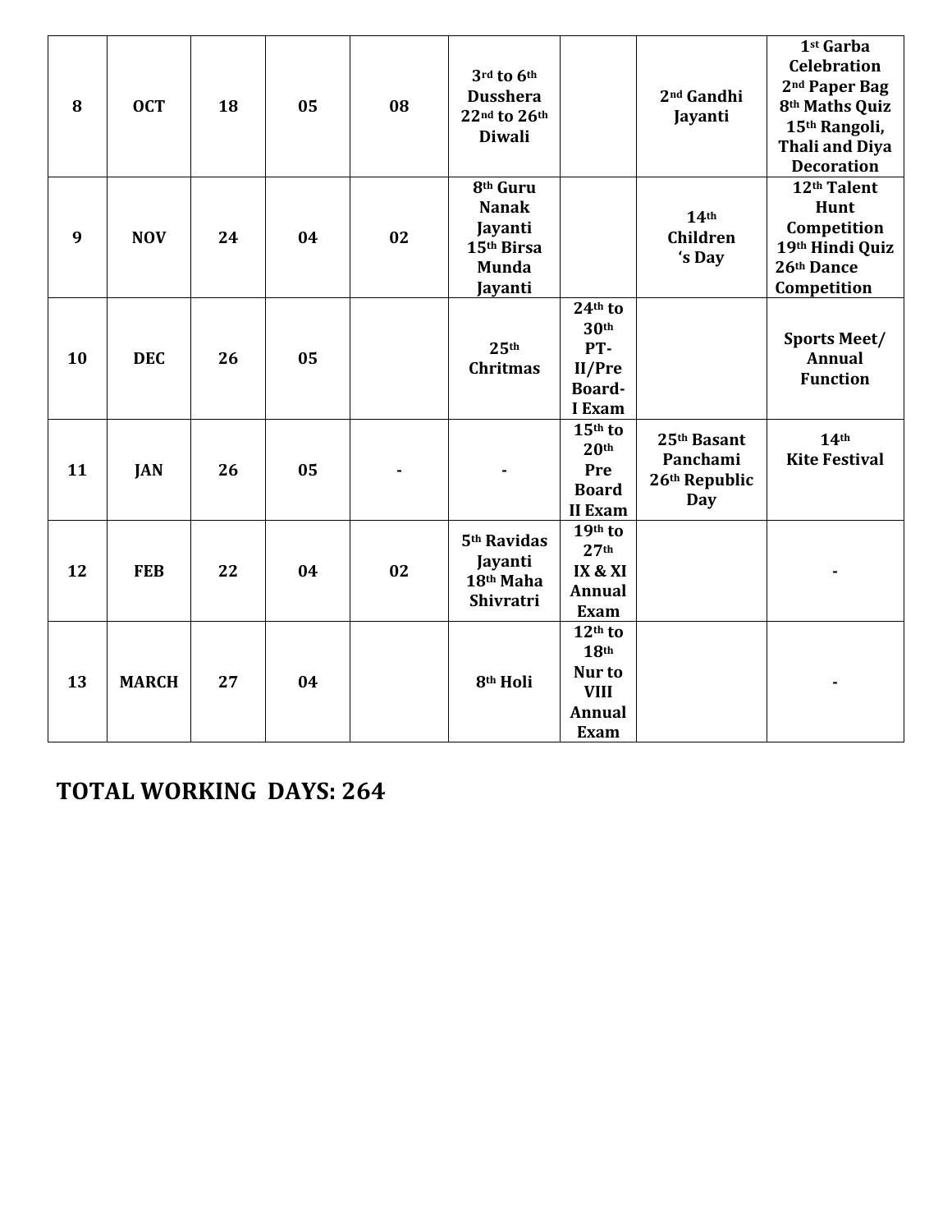| | | | | | | | | |
|---|---|---|---|---|---|---|---|---|
| 8 | OCT | 18 | 05 | 08 | 3rd to 6th Dusshera 22nd to 26th Diwali | | 2nd Gandhi Jayanti | 1st Garba Celebration 2nd Paper Bag 8th Maths Quiz 15th Rangoli, Thali and Diya Decoration |
| 9 | NOV | 24 | 04 | 02 | 8th Guru Nanak Jayanti 15th Birsa Munda Jayanti | | 14th Children 's Day | 12th Talent Hunt Competition 19th Hindi Quiz 26th Dance Competition |
| 10 | DEC | 26 | 05 | | 25th Chritmas | 24th to 30th PT-II/Pre Board-I Exam | | Sports Meet/ Annual Function |
| 11 | JAN | 26 | 05 | - | - | 15th to 20th Pre Board II Exam | 25th Basant Panchami 26th Republic Day | 14th Kite Festival |
| 12 | FEB | 22 | 04 | 02 | 5th Ravidas Jayanti 18th Maha Shivratri | 19th to 27th IX & XI Annual Exam | | - |
| 13 | MARCH | 27 | 04 | | 8th Holi | 12th to 18th Nur to VIII Annual Exam | | - |

**TOTAL WORKING DAYS: 264**